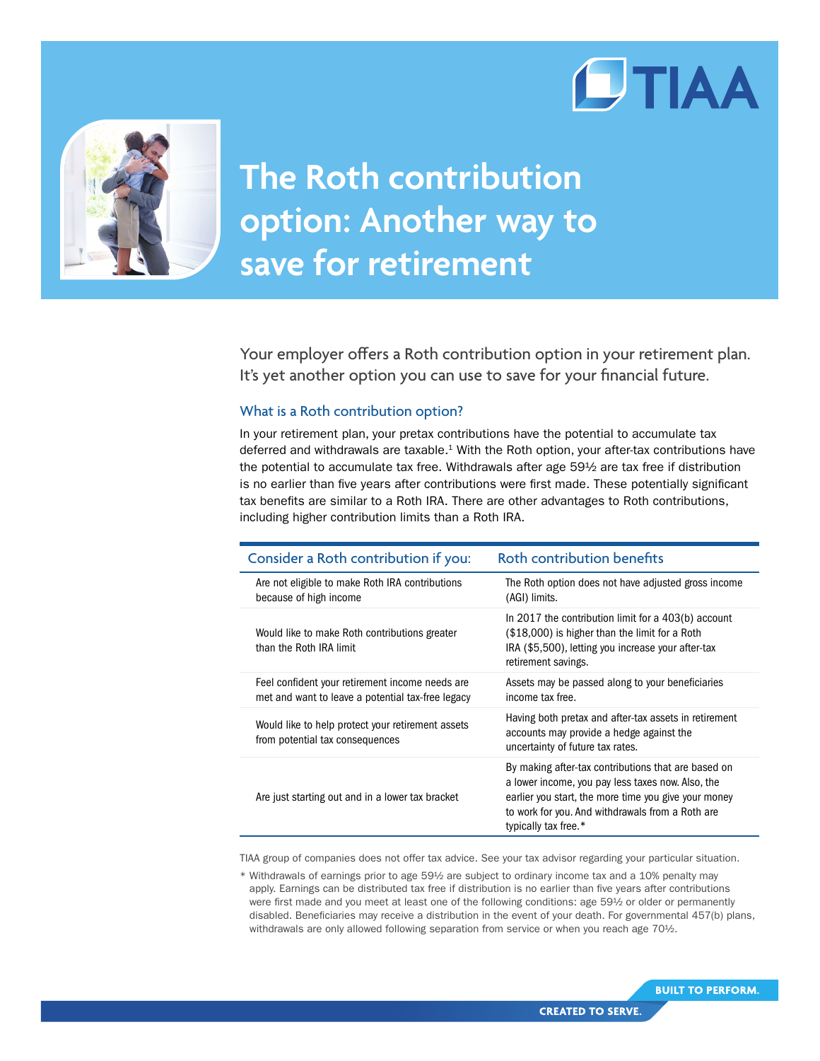# The Roth contribution option: Another way to save for retirement

Your employer offers a Roth contribution option in your retirement plan. It's yet another option you can use to save for your financial future.

## What is a Roth contribution option?

In your retirement plan, your pretax contributions have the potential to accumulate tax deferred and withdrawals are taxable.[1] With the Roth option, your after-tax contributions have the potential to accumulate tax free. Withdrawals after age 59½ are tax free if distribution is no earlier than five years after contributions were first made. These potentially significant tax benefits are similar to a Roth IRA. There are other advantages to Roth contributions, including higher contribution limits than a Roth IRA.

| Consider a Roth contribution if you: | Roth contribution benefits |
|---|---|
| Are not eligible to make Roth IRA contributions because of high income | The Roth option does not have adjusted gross income (AGI) limits. |
| Would like to make Roth contributions greater than the Roth IRA limit | In 2017 the contribution limit for a 403(b) account ($18,000) is higher than the limit for a Roth IRA ($5,500), letting you increase your after-tax retirement savings. |
| Feel confident your retirement income needs are met and want to leave a potential tax-free legacy | Assets may be passed along to your beneficiaries income tax free. |
| Would like to help protect your retirement assets from potential tax consequences | Having both pretax and after-tax assets in retirement accounts may provide a hedge against the uncertainty of future tax rates. |
| Are just starting out and in a lower tax bracket | By making after-tax contributions that are based on a lower income, you pay less taxes now. Also, the earlier you start, the more time you give your money to work for you. And withdrawals from a Roth are typically tax free.* |

TIAA group of companies does not offer tax advice. See your tax advisor regarding your particular situation.

\* Withdrawals of earnings prior to age 59½ are subject to ordinary income tax and a 10% penalty may apply. Earnings can be distributed tax free if distribution is no earlier than five years after contributions were first made and you meet at least one of the following conditions: age 59½ or older or permanently disabled. Beneficiaries may receive a distribution in the event of your death. For governmental 457(b) plans, withdrawals are only allowed following separation from service or when you reach age 70½.

BUILT TO PERFORM.

CREATED TO SERVE.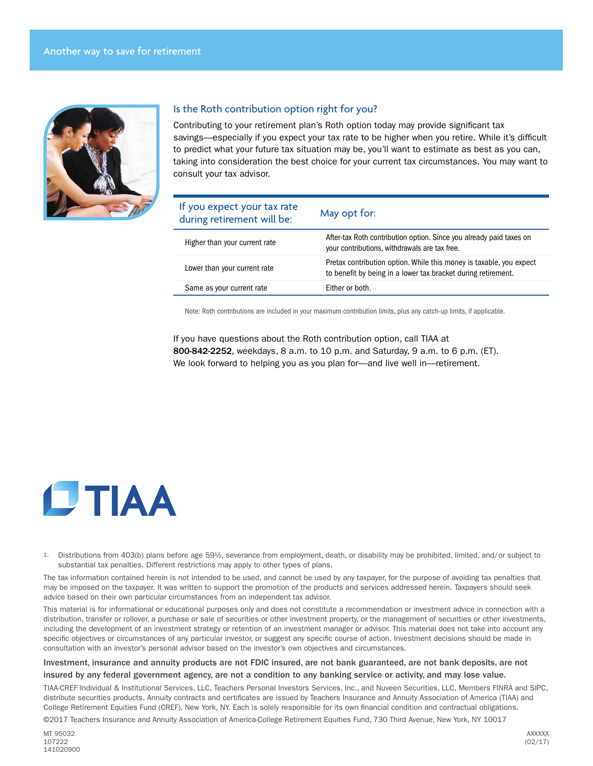## Another way to save for retirement

### Is the Roth contribution option right for you?

Contributing to your retirement plan's Roth option today may provide significant tax savings—especially if you expect your tax rate to be higher when you retire. While it's difficult to predict what your future tax situation may be, you'll want to estimate as best as you can, taking into consideration the best choice for your current tax circumstances. You may want to consult your tax advisor.

| If you expect your tax rate during retirement will be: | May opt for: |
|---|---|
| Higher than your current rate | After-tax Roth contribution option. Since you already paid taxes on your contributions, withdrawals are tax free. |
| Lower than your current rate | Pretax contribution option. While this money is taxable, you expect to benefit by being in a lower tax bracket during retirement. |
| Same as your current rate | Either or both. |

Note: Roth contributions are included in your maximum contribution limits, plus any catch-up limits, if applicable.

If you have questions about the Roth contribution option, call TIAA at **800-842-2252**, weekdays, 8 a.m. to 10 p.m. and Saturday, 9 a.m. to 6 p.m. (ET). We look forward to helping you as you plan for—and live well in—retirement.

TIAA

1. Distributions from 403(b) plans before age 59½, severance from employment, death, or disability may be prohibited, limited, and/or subject to substantial tax penalties. Different restrictions may apply to other types of plans.

The tax information contained herein is not intended to be used, and cannot be used by any taxpayer, for the purpose of avoiding tax penalties that may be imposed on the taxpayer. It was written to support the promotion of the products and services addressed herein. Taxpayers should seek advice based on their own particular circumstances from an independent tax advisor.

This material is for informational or educational purposes only and does not constitute a recommendation or investment advice in connection with a distribution, transfer or rollover, a purchase or sale of securities or other investment property, or the management of securities or other investments, including the development of an investment strategy or retention of an investment manager or advisor. This material does not take into account any specific objectives or circumstances of any particular investor, or suggest any specific course of action. Investment decisions should be made in consultation with an investor's personal advisor based on the investor's own objectives and circumstances.

**Investment, insurance and annuity products are not FDIC insured, are not bank guaranteed, are not bank deposits, are not insured by any federal government agency, are not a condition to any banking service or activity, and may lose value.**

TIAA-CREF Individual & Institutional Services, LLC, Teachers Personal Investors Services, Inc., and Nuveen Securities, LLC, Members FINRA and SIPC, distribute securities products. Annuity contracts and certificates are issued by Teachers Insurance and Annuity Association of America (TIAA) and College Retirement Equities Fund (CREF), New York, NY. Each is solely responsible for its own financial condition and contractual obligations.

©2017 Teachers Insurance and Annuity Association of America-College Retirement Equities Fund, 730 Third Avenue, New York, NY 10017

MT 95032
107222
141020900

AXXXXX
(02/17)